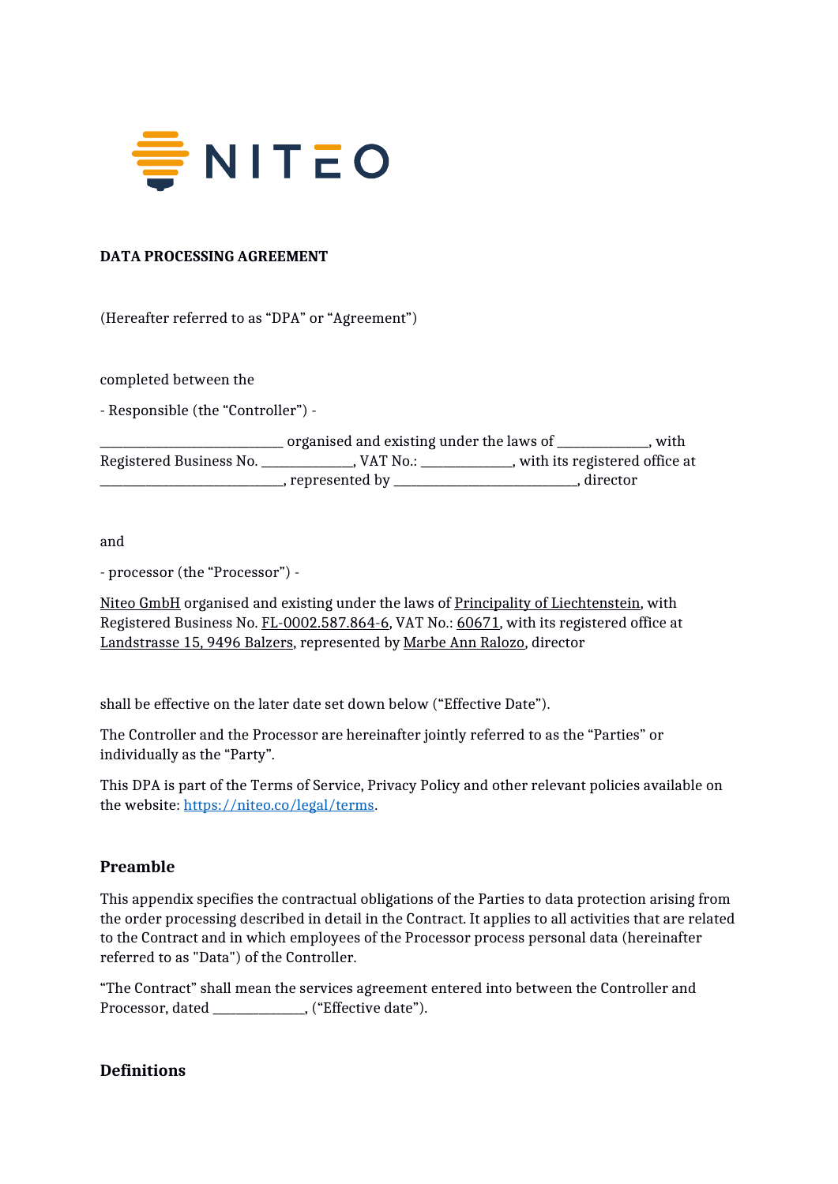**DATA PROCESSING AGREEMENT**

(Hereafter referred to as “DPA” or “Agreement”)

completed between the

- Responsible (the “Controller”) -

\_\_\_\_\_\_\_\_\_\_\_\_\_\_\_\_\_\_\_\_\_\_\_\_\_\_\_\_ organised and existing under the laws of \_\_\_\_\_\_\_\_\_\_\_\_\_\_, with Registered Business No. \_\_\_\_\_\_\_\_\_\_\_\_\_\_, VAT No.: \_\_\_\_\_\_\_\_\_\_\_\_\_\_, with its registered office at \_\_\_\_\_\_\_\_\_\_\_\_\_\_\_\_\_\_\_\_\_\_\_\_\_\_\_\_, represented by \_\_\_\_\_\_\_\_\_\_\_\_\_\_\_\_\_\_\_\_\_\_\_\_\_\_\_\_, director

and

- processor (the “Processor”) -

Niteo GmbH organised and existing under the laws of Principality of Liechtenstein, with Registered Business No. FL-0002.587.864-6, VAT No.: 60671, with its registered office at Landstrasse 15, 9496 Balzers, represented by Marbe Ann Ralozo, director

shall be effective on the later date set down below (“Effective Date”).

The Controller and the Processor are hereinafter jointly referred to as the “Parties” or individually as the “Party”.

This DPA is part of the Terms of Service, Privacy Policy and other relevant policies available on the website: https://niteo.co/legal/terms.

## Preamble

This appendix specifies the contractual obligations of the Parties to data protection arising from the order processing described in detail in the Contract. It applies to all activities that are related to the Contract and in which employees of the Processor process personal data (hereinafter referred to as "Data") of the Controller.

“The Contract” shall mean the services agreement entered into between the Controller and Processor, dated \_\_\_\_\_\_\_\_\_\_\_\_\_\_, (“Effective date”).

## Definitions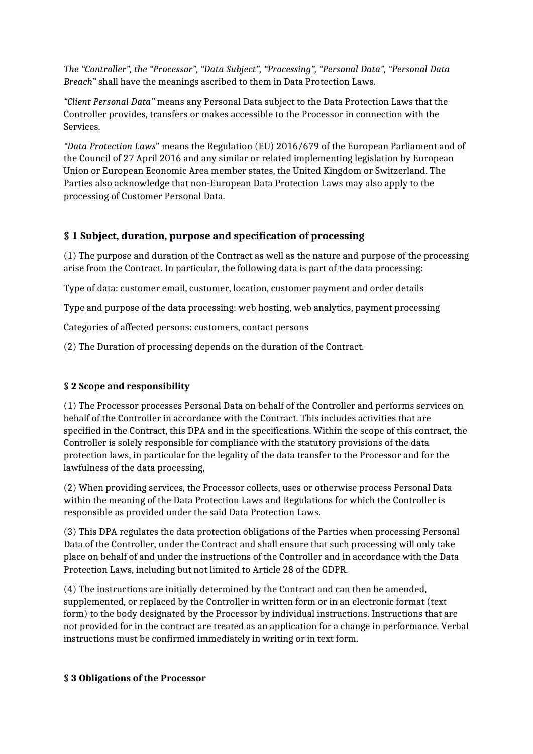*The "Controller", the "Processor", "Data Subject", "Processing", "Personal Data", "Personal Data Breach"* shall have the meanings ascribed to them in Data Protection Laws.

*"Client Personal Data"* means any Personal Data subject to the Data Protection Laws that the Controller provides, transfers or makes accessible to the Processor in connection with the Services.

*"Data Protection Laws*" means the Regulation (EU) 2016/679 of the European Parliament and of the Council of 27 April 2016 and any similar or related implementing legislation by European Union or European Economic Area member states, the United Kingdom or Switzerland. The Parties also acknowledge that non-European Data Protection Laws may also apply to the processing of Customer Personal Data.

## § 1 Subject, duration, purpose and specification of processing

(1) The purpose and duration of the Contract as well as the nature and purpose of the processing arise from the Contract. In particular, the following data is part of the data processing:

Type of data: customer email, customer, location, customer payment and order details

Type and purpose of the data processing: web hosting, web analytics, payment processing

Categories of affected persons: customers, contact persons

(2) The Duration of processing depends on the duration of the Contract.

### § 2 Scope and responsibility

(1) The Processor processes Personal Data on behalf of the Controller and performs services on behalf of the Controller in accordance with the Contract. This includes activities that are specified in the Contract, this DPA and in the specifications. Within the scope of this contract, the Controller is solely responsible for compliance with the statutory provisions of the data protection laws, in particular for the legality of the data transfer to the Processor and for the lawfulness of the data processing,

(2) When providing services, the Processor collects, uses or otherwise process Personal Data within the meaning of the Data Protection Laws and Regulations for which the Controller is responsible as provided under the said Data Protection Laws.

(3) This DPA regulates the data protection obligations of the Parties when processing Personal Data of the Controller, under the Contract and shall ensure that such processing will only take place on behalf of and under the instructions of the Controller and in accordance with the Data Protection Laws, including but not limited to Article 28 of the GDPR.

(4) The instructions are initially determined by the Contract and can then be amended, supplemented, or replaced by the Controller in written form or in an electronic format (text form) to the body designated by the Processor by individual instructions. Instructions that are not provided for in the contract are treated as an application for a change in performance. Verbal instructions must be confirmed immediately in writing or in text form.

### § 3 Obligations of the Processor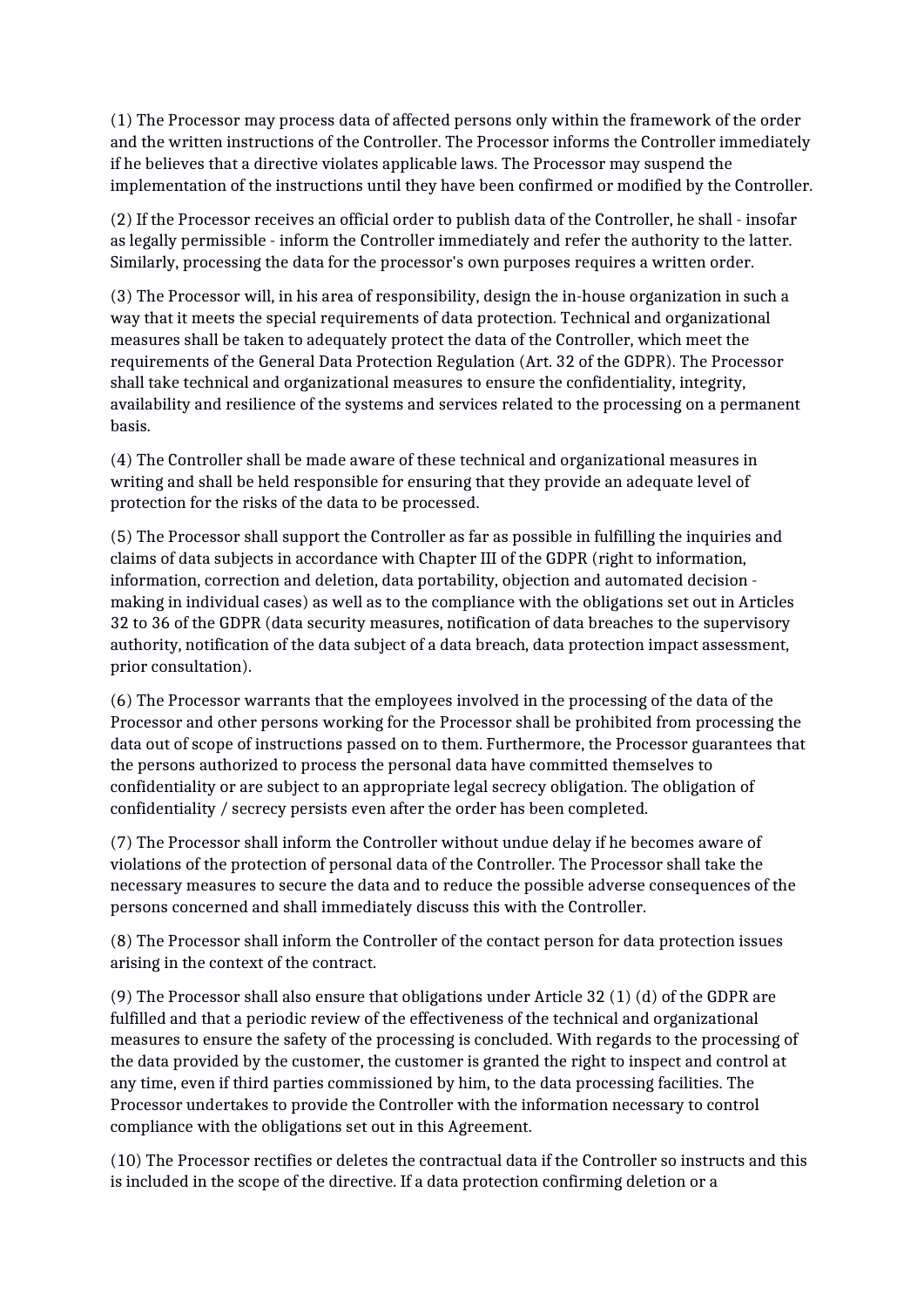(1) The Processor may process data of affected persons only within the framework of the order and the written instructions of the Controller. The Processor informs the Controller immediately if he believes that a directive violates applicable laws. The Processor may suspend the implementation of the instructions until they have been confirmed or modified by the Controller.

(2) If the Processor receives an official order to publish data of the Controller, he shall - insofar as legally permissible - inform the Controller immediately and refer the authority to the latter. Similarly, processing the data for the processor's own purposes requires a written order.

(3) The Processor will, in his area of responsibility, design the in-house organization in such a way that it meets the special requirements of data protection. Technical and organizational measures shall be taken to adequately protect the data of the Controller, which meet the requirements of the General Data Protection Regulation (Art. 32 of the GDPR). The Processor shall take technical and organizational measures to ensure the confidentiality, integrity, availability and resilience of the systems and services related to the processing on a permanent basis.

(4) The Controller shall be made aware of these technical and organizational measures in writing and shall be held responsible for ensuring that they provide an adequate level of protection for the risks of the data to be processed.

(5) The Processor shall support the Controller as far as possible in fulfilling the inquiries and claims of data subjects in accordance with Chapter III of the GDPR (right to information, information, correction and deletion, data portability, objection and automated decision - making in individual cases) as well as to the compliance with the obligations set out in Articles 32 to 36 of the GDPR (data security measures, notification of data breaches to the supervisory authority, notification of the data subject of a data breach, data protection impact assessment, prior consultation).

(6) The Processor warrants that the employees involved in the processing of the data of the Processor and other persons working for the Processor shall be prohibited from processing the data out of scope of instructions passed on to them. Furthermore, the Processor guarantees that the persons authorized to process the personal data have committed themselves to confidentiality or are subject to an appropriate legal secrecy obligation. The obligation of confidentiality / secrecy persists even after the order has been completed.

(7) The Processor shall inform the Controller without undue delay if he becomes aware of violations of the protection of personal data of the Controller. The Processor shall take the necessary measures to secure the data and to reduce the possible adverse consequences of the persons concerned and shall immediately discuss this with the Controller.

(8) The Processor shall inform the Controller of the contact person for data protection issues arising in the context of the contract.

(9) The Processor shall also ensure that obligations under Article 32 (1) (d) of the GDPR are fulfilled and that a periodic review of the effectiveness of the technical and organizational measures to ensure the safety of the processing is concluded. With regards to the processing of the data provided by the customer, the customer is granted the right to inspect and control at any time, even if third parties commissioned by him, to the data processing facilities. The Processor undertakes to provide the Controller with the information necessary to control compliance with the obligations set out in this Agreement.

(10) The Processor rectifies or deletes the contractual data if the Controller so instructs and this is included in the scope of the directive. If a data protection confirming deletion or a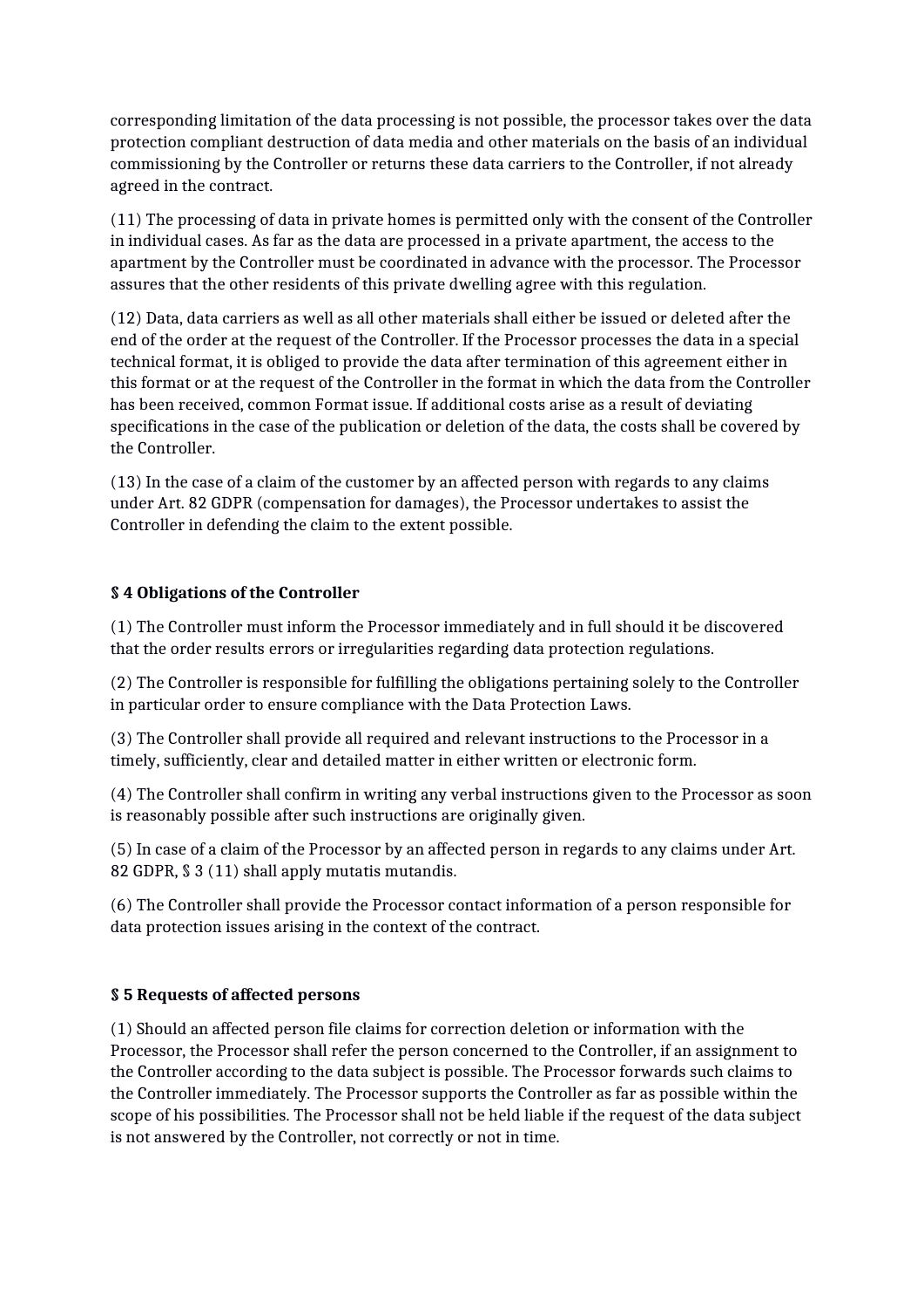corresponding limitation of the data processing is not possible, the processor takes over the data protection compliant destruction of data media and other materials on the basis of an individual commissioning by the Controller or returns these data carriers to the Controller, if not already agreed in the contract.

(11) The processing of data in private homes is permitted only with the consent of the Controller in individual cases. As far as the data are processed in a private apartment, the access to the apartment by the Controller must be coordinated in advance with the processor. The Processor assures that the other residents of this private dwelling agree with this regulation.

(12) Data, data carriers as well as all other materials shall either be issued or deleted after the end of the order at the request of the Controller. If the Processor processes the data in a special technical format, it is obliged to provide the data after termination of this agreement either in this format or at the request of the Controller in the format in which the data from the Controller has been received, common Format issue. If additional costs arise as a result of deviating specifications in the case of the publication or deletion of the data, the costs shall be covered by the Controller.

(13) In the case of a claim of the customer by an affected person with regards to any claims under Art. 82 GDPR (compensation for damages), the Processor undertakes to assist the Controller in defending the claim to the extent possible.

**§ 4 Obligations of the Controller**

(1) The Controller must inform the Processor immediately and in full should it be discovered that the order results errors or irregularities regarding data protection regulations.

(2) The Controller is responsible for fulfilling the obligations pertaining solely to the Controller in particular order to ensure compliance with the Data Protection Laws.

(3) The Controller shall provide all required and relevant instructions to the Processor in a timely, sufficiently, clear and detailed matter in either written or electronic form.

(4) The Controller shall confirm in writing any verbal instructions given to the Processor as soon is reasonably possible after such instructions are originally given.

(5) In case of a claim of the Processor by an affected person in regards to any claims under Art. 82 GDPR, § 3 (11) shall apply mutatis mutandis.

(6) The Controller shall provide the Processor contact information of a person responsible for data protection issues arising in the context of the contract.

**§ 5 Requests of affected persons**

(1) Should an affected person file claims for correction deletion or information with the Processor, the Processor shall refer the person concerned to the Controller, if an assignment to the Controller according to the data subject is possible. The Processor forwards such claims to the Controller immediately. The Processor supports the Controller as far as possible within the scope of his possibilities. The Processor shall not be held liable if the request of the data subject is not answered by the Controller, not correctly or not in time.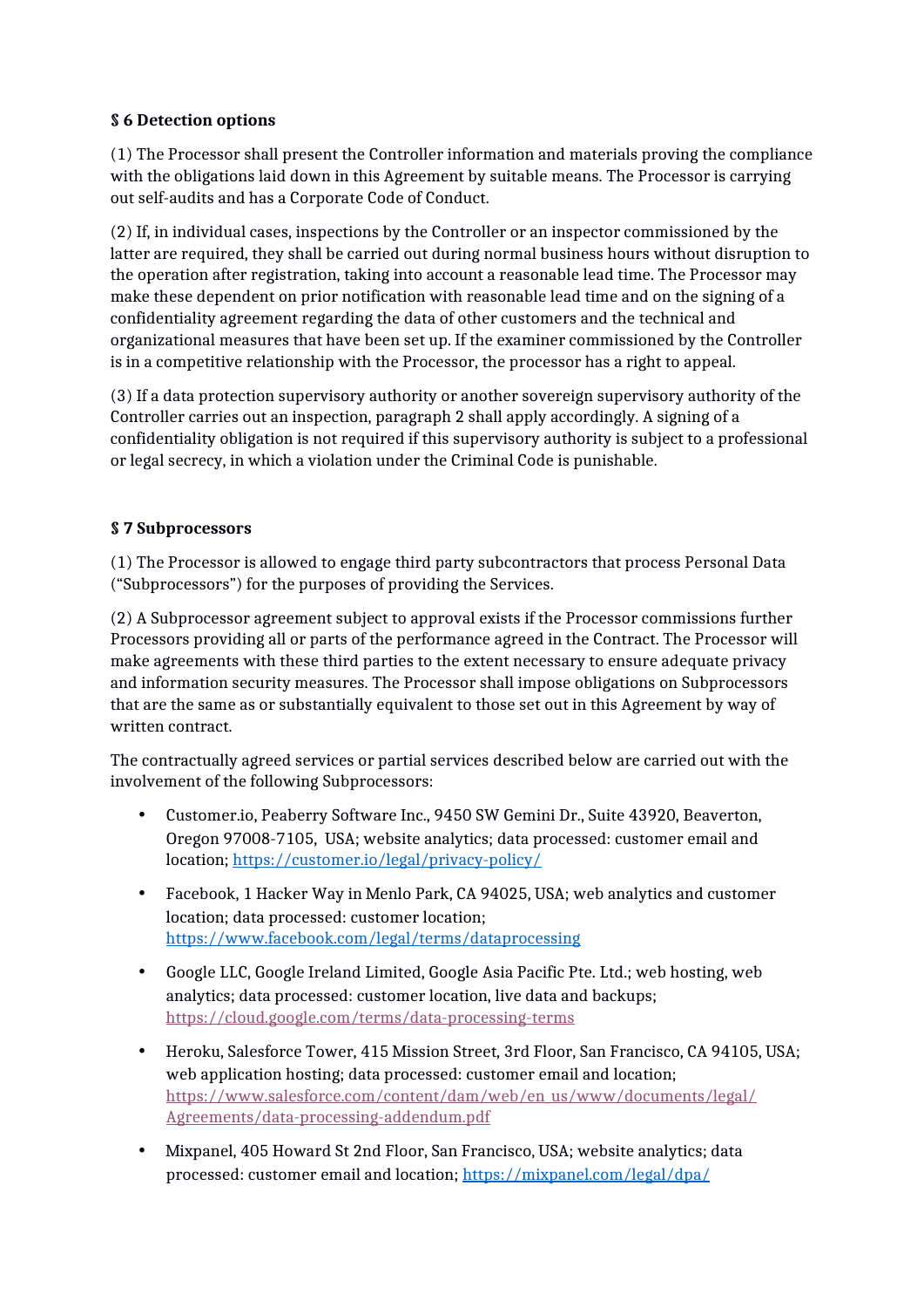### § 6 Detection options

(1) The Processor shall present the Controller information and materials proving the compliance with the obligations laid down in this Agreement by suitable means. The Processor is carrying out self-audits and has a Corporate Code of Conduct.

(2) If, in individual cases, inspections by the Controller or an inspector commissioned by the latter are required, they shall be carried out during normal business hours without disruption to the operation after registration, taking into account a reasonable lead time. The Processor may make these dependent on prior notification with reasonable lead time and on the signing of a confidentiality agreement regarding the data of other customers and the technical and organizational measures that have been set up. If the examiner commissioned by the Controller is in a competitive relationship with the Processor, the processor has a right to appeal.

(3) If a data protection supervisory authority or another sovereign supervisory authority of the Controller carries out an inspection, paragraph 2 shall apply accordingly. A signing of a confidentiality obligation is not required if this supervisory authority is subject to a professional or legal secrecy, in which a violation under the Criminal Code is punishable.

### § 7 Subprocessors

(1) The Processor is allowed to engage third party subcontractors that process Personal Data ("Subprocessors") for the purposes of providing the Services.

(2) A Subprocessor agreement subject to approval exists if the Processor commissions further Processors providing all or parts of the performance agreed in the Contract. The Processor will make agreements with these third parties to the extent necessary to ensure adequate privacy and information security measures. The Processor shall impose obligations on Subprocessors that are the same as or substantially equivalent to those set out in this Agreement by way of written contract.

The contractually agreed services or partial services described below are carried out with the involvement of the following Subprocessors:

- Customer.io, Peaberry Software Inc., 9450 SW Gemini Dr., Suite 43920, Beaverton, Oregon 97008-7105, USA; website analytics; data processed: customer email and location; https://customer.io/legal/privacy-policy/
- Facebook, 1 Hacker Way in Menlo Park, CA 94025, USA; web analytics and customer location; data processed: customer location; https://www.facebook.com/legal/terms/dataprocessing
- Google LLC, Google Ireland Limited, Google Asia Pacific Pte. Ltd.; web hosting, web analytics; data processed: customer location, live data and backups; https://cloud.google.com/terms/data-processing-terms
- Heroku, Salesforce Tower, 415 Mission Street, 3rd Floor, San Francisco, CA 94105, USA; web application hosting; data processed: customer email and location; https://www.salesforce.com/content/dam/web/en_us/www/documents/legal/Agreements/data-processing-addendum.pdf
- Mixpanel, 405 Howard St 2nd Floor, San Francisco, USA; website analytics; data processed: customer email and location; https://mixpanel.com/legal/dpa/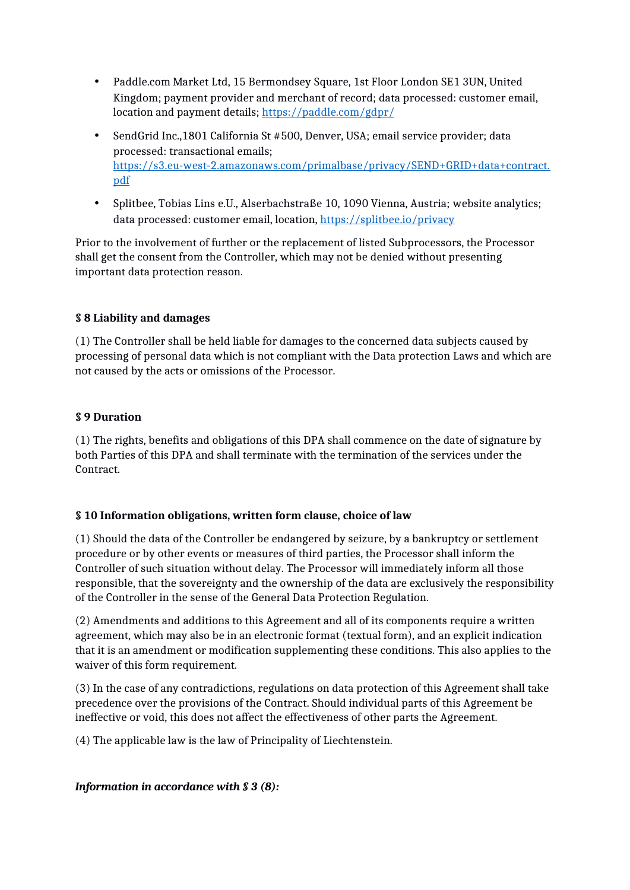- Paddle.com Market Ltd, 15 Bermondsey Square, 1st Floor London SE1 3UN, United Kingdom; payment provider and merchant of record; data processed: customer email, location and payment details; https://paddle.com/gdpr/

- SendGrid Inc.,1801 California St #500, Denver, USA; email service provider; data processed: transactional emails; https://s3.eu-west-2.amazonaws.com/primalbase/privacy/SEND+GRID+data+contract.pdf

- Splitbee, Tobias Lins e.U., Alserbachstraße 10, 1090 Vienna, Austria; website analytics; data processed: customer email, location, https://splitbee.io/privacy

Prior to the involvement of further or the replacement of listed Subprocessors, the Processor shall get the consent from the Controller, which may not be denied without presenting important data protection reason.

### § 8 Liability and damages

(1) The Controller shall be held liable for damages to the concerned data subjects caused by processing of personal data which is not compliant with the Data protection Laws and which are not caused by the acts or omissions of the Processor.

### § 9 Duration

(1) The rights, benefits and obligations of this DPA shall commence on the date of signature by both Parties of this DPA and shall terminate with the termination of the services under the Contract.

### § 10 Information obligations, written form clause, choice of law

(1) Should the data of the Controller be endangered by seizure, by a bankruptcy or settlement procedure or by other events or measures of third parties, the Processor shall inform the Controller of such situation without delay. The Processor will immediately inform all those responsible, that the sovereignty and the ownership of the data are exclusively the responsibility of the Controller in the sense of the General Data Protection Regulation.

(2) Amendments and additions to this Agreement and all of its components require a written agreement, which may also be in an electronic format (textual form), and an explicit indication that it is an amendment or modification supplementing these conditions. This also applies to the waiver of this form requirement.

(3) In the case of any contradictions, regulations on data protection of this Agreement shall take precedence over the provisions of the Contract. Should individual parts of this Agreement be ineffective or void, this does not affect the effectiveness of other parts the Agreement.

(4) The applicable law is the law of Principality of Liechtenstein.

***Information in accordance with § 3 (8):***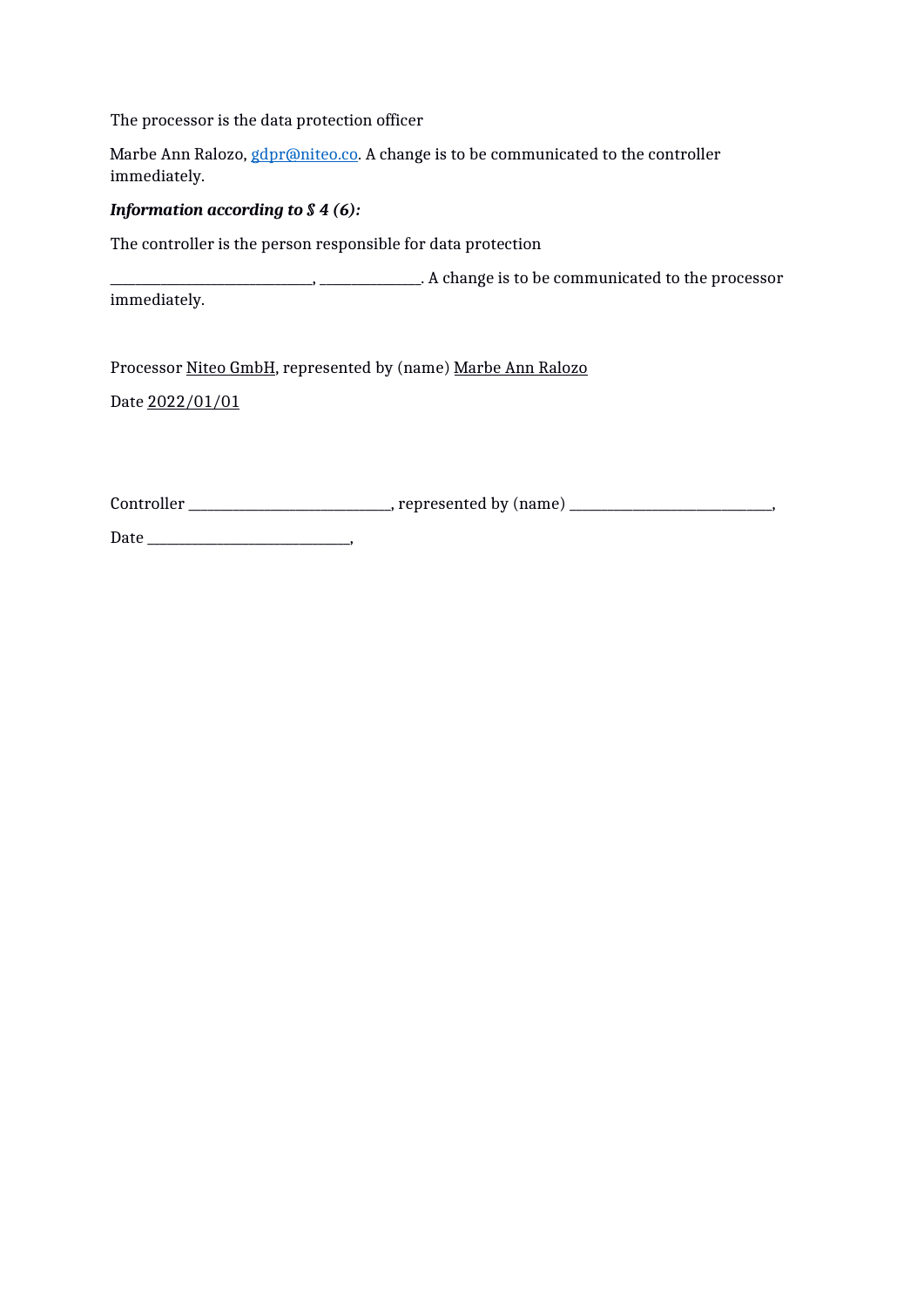The processor is the data protection officer

Marbe Ann Ralozo, gdpr@niteo.co. A change is to be communicated to the controller immediately.

***Information according to § 4 (6):***

The controller is the person responsible for data protection

___________________________, ______________. A change is to be communicated to the processor immediately.

Processor Niteo GmbH, represented by (name) Marbe Ann Ralozo

Date 2022/01/01

Controller ___________________________, represented by (name) ___________________________,

Date ___________________________,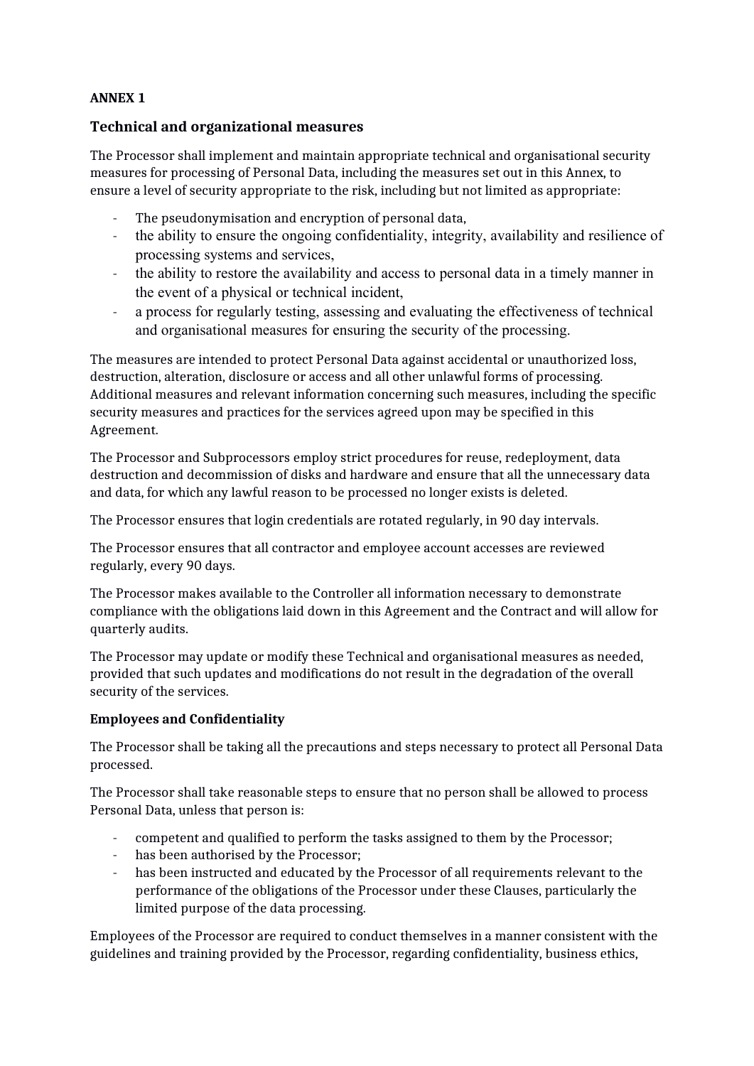**ANNEX 1**

## Technical and organizational measures

The Processor shall implement and maintain appropriate technical and organisational security measures for processing of Personal Data, including the measures set out in this Annex, to ensure a level of security appropriate to the risk, including but not limited as appropriate:

- The pseudonymisation and encryption of personal data,
- the ability to ensure the ongoing confidentiality, integrity, availability and resilience of processing systems and services,
- the ability to restore the availability and access to personal data in a timely manner in the event of a physical or technical incident,
- a process for regularly testing, assessing and evaluating the effectiveness of technical and organisational measures for ensuring the security of the processing.

The measures are intended to protect Personal Data against accidental or unauthorized loss, destruction, alteration, disclosure or access and all other unlawful forms of processing. Additional measures and relevant information concerning such measures, including the specific security measures and practices for the services agreed upon may be specified in this Agreement.

The Processor and Subprocessors employ strict procedures for reuse, redeployment, data destruction and decommission of disks and hardware and ensure that all the unnecessary data and data, for which any lawful reason to be processed no longer exists is deleted.

The Processor ensures that login credentials are rotated regularly, in 90 day intervals.

The Processor ensures that all contractor and employee account accesses are reviewed regularly, every 90 days.

The Processor makes available to the Controller all information necessary to demonstrate compliance with the obligations laid down in this Agreement and the Contract and will allow for quarterly audits.

The Processor may update or modify these Technical and organisational measures as needed, provided that such updates and modifications do not result in the degradation of the overall security of the services.

**Employees and Confidentiality**

The Processor shall be taking all the precautions and steps necessary to protect all Personal Data processed.

The Processor shall take reasonable steps to ensure that no person shall be allowed to process Personal Data, unless that person is:

- competent and qualified to perform the tasks assigned to them by the Processor;
- has been authorised by the Processor;
- has been instructed and educated by the Processor of all requirements relevant to the performance of the obligations of the Processor under these Clauses, particularly the limited purpose of the data processing.

Employees of the Processor are required to conduct themselves in a manner consistent with the guidelines and training provided by the Processor, regarding confidentiality, business ethics,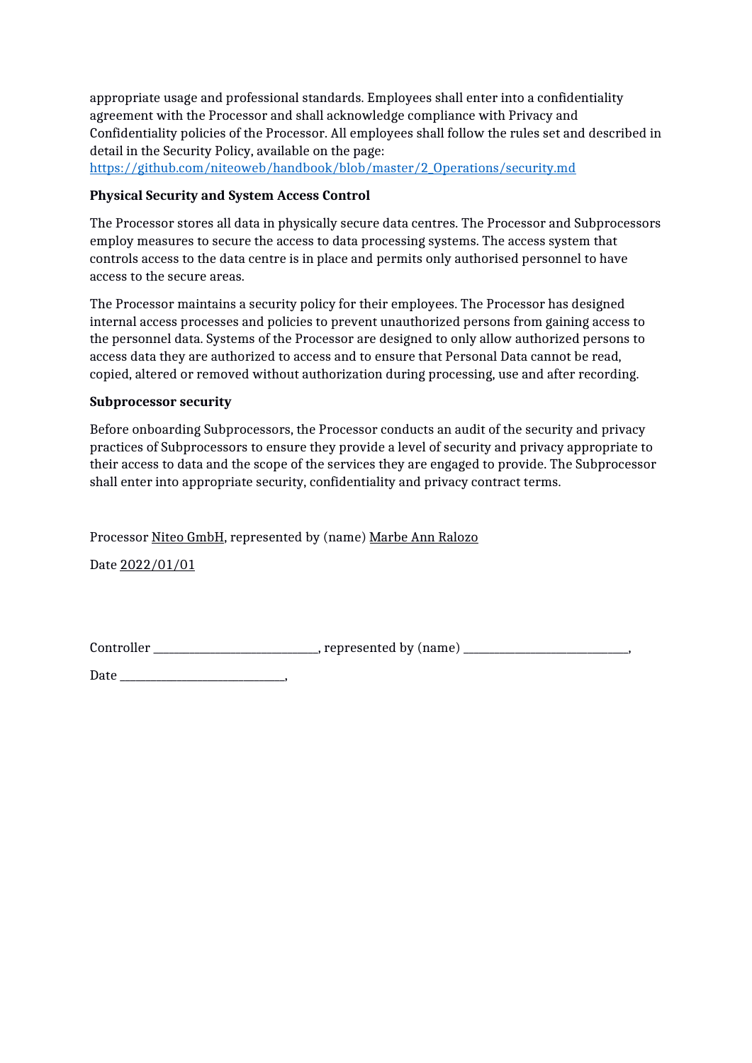appropriate usage and professional standards. Employees shall enter into a confidentiality agreement with the Processor and shall acknowledge compliance with Privacy and Confidentiality policies of the Processor. All employees shall follow the rules set and described in detail in the Security Policy, available on the page: [https://github.com/niteoweb/handbook/blob/master/2_Operations/security.md](https://github.com/niteoweb/handbook/blob/master/2_Operations/security.md)

**Physical Security and System Access Control**

The Processor stores all data in physically secure data centres. The Processor and Subprocessors employ measures to secure the access to data processing systems. The access system that controls access to the data centre is in place and permits only authorised personnel to have access to the secure areas.

The Processor maintains a security policy for their employees. The Processor has designed internal access processes and policies to prevent unauthorized persons from gaining access to the personnel data. Systems of the Processor are designed to only allow authorized persons to access data they are authorized to access and to ensure that Personal Data cannot be read, copied, altered or removed without authorization during processing, use and after recording.

**Subprocessor security**

Before onboarding Subprocessors, the Processor conducts an audit of the security and privacy practices of Subprocessors to ensure they provide a level of security and privacy appropriate to their access to data and the scope of the services they are engaged to provide. The Subprocessor shall enter into appropriate security, confidentiality and privacy contract terms.

Processor Niteo GmbH, represented by (name) Marbe Ann Ralozo

Date 2022/01/01

Controller ___________________________, represented by (name) ___________________________,

Date ___________________________,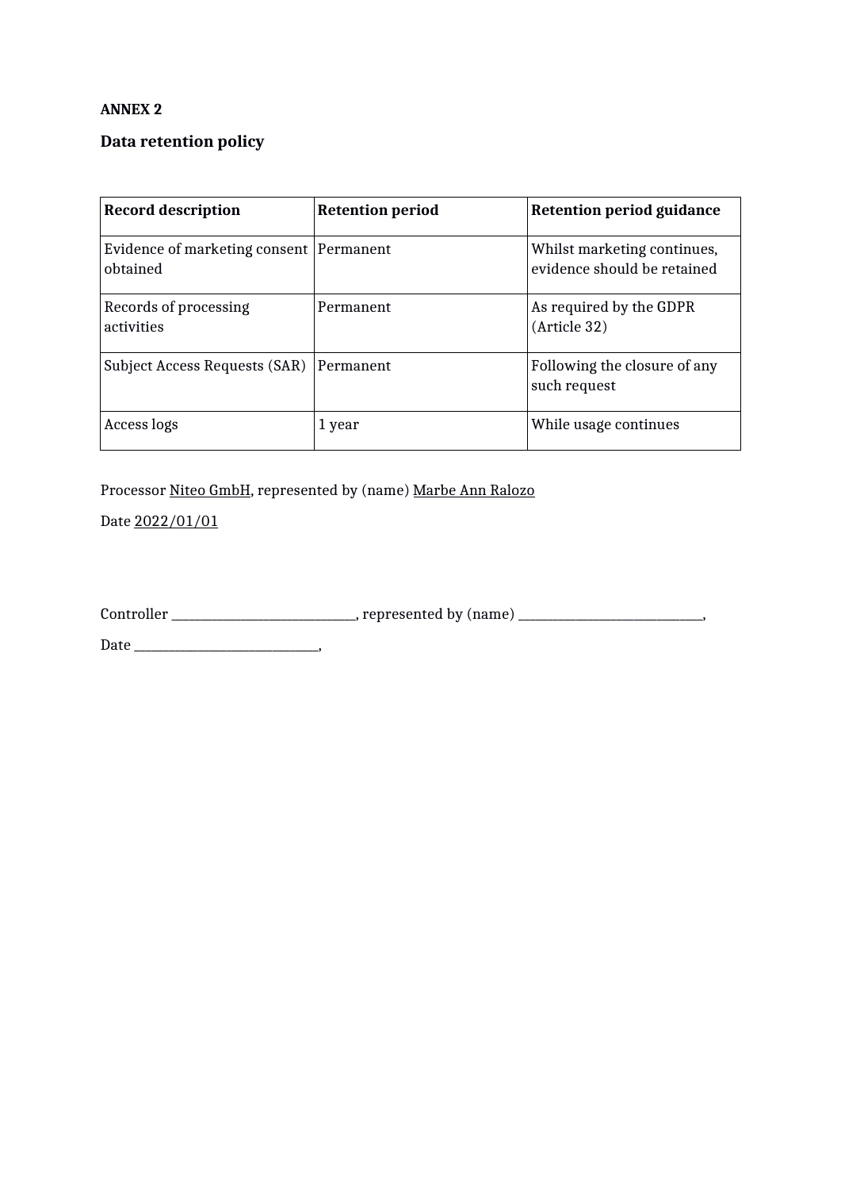**ANNEX 2**

**Data retention policy**

| **Record description** | **Retention period** | **Retention period guidance** |
|---|---|---|
| Evidence of marketing consent obtained | Permanent | Whilst marketing continues, evidence should be retained |
| Records of processing activities | Permanent | As required by the GDPR (Article 32) |
| Subject Access Requests (SAR) | Permanent | Following the closure of any such request |
| Access logs | 1 year | While usage continues |

Processor Niteo GmbH, represented by (name) Marbe Ann Ralozo

Date 2022/01/01

Controller ____________________________, represented by (name) ____________________________,

Date ____________________________,